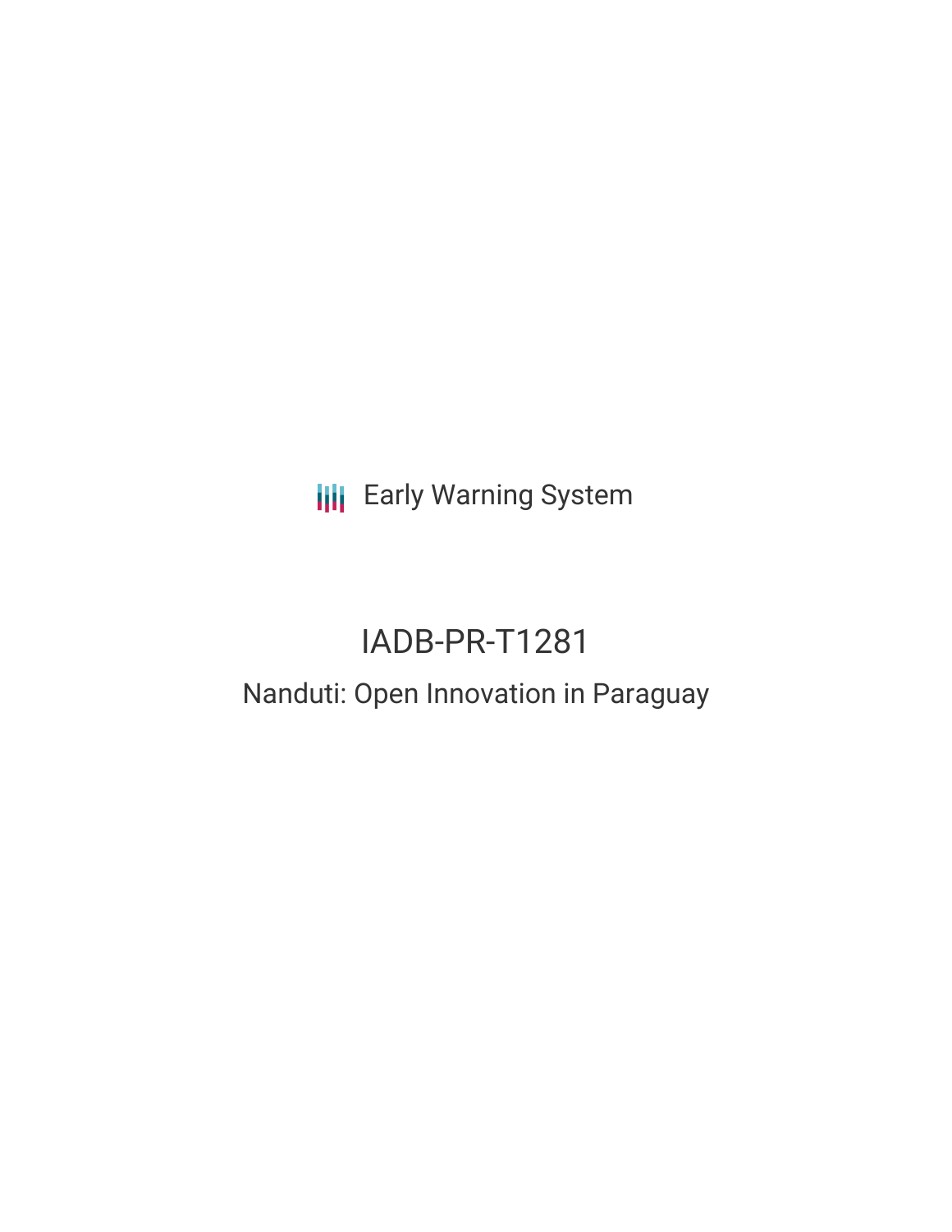Early Warning System

# IADB-PR-T1281

## Nanduti: Open Innovation in Paraguay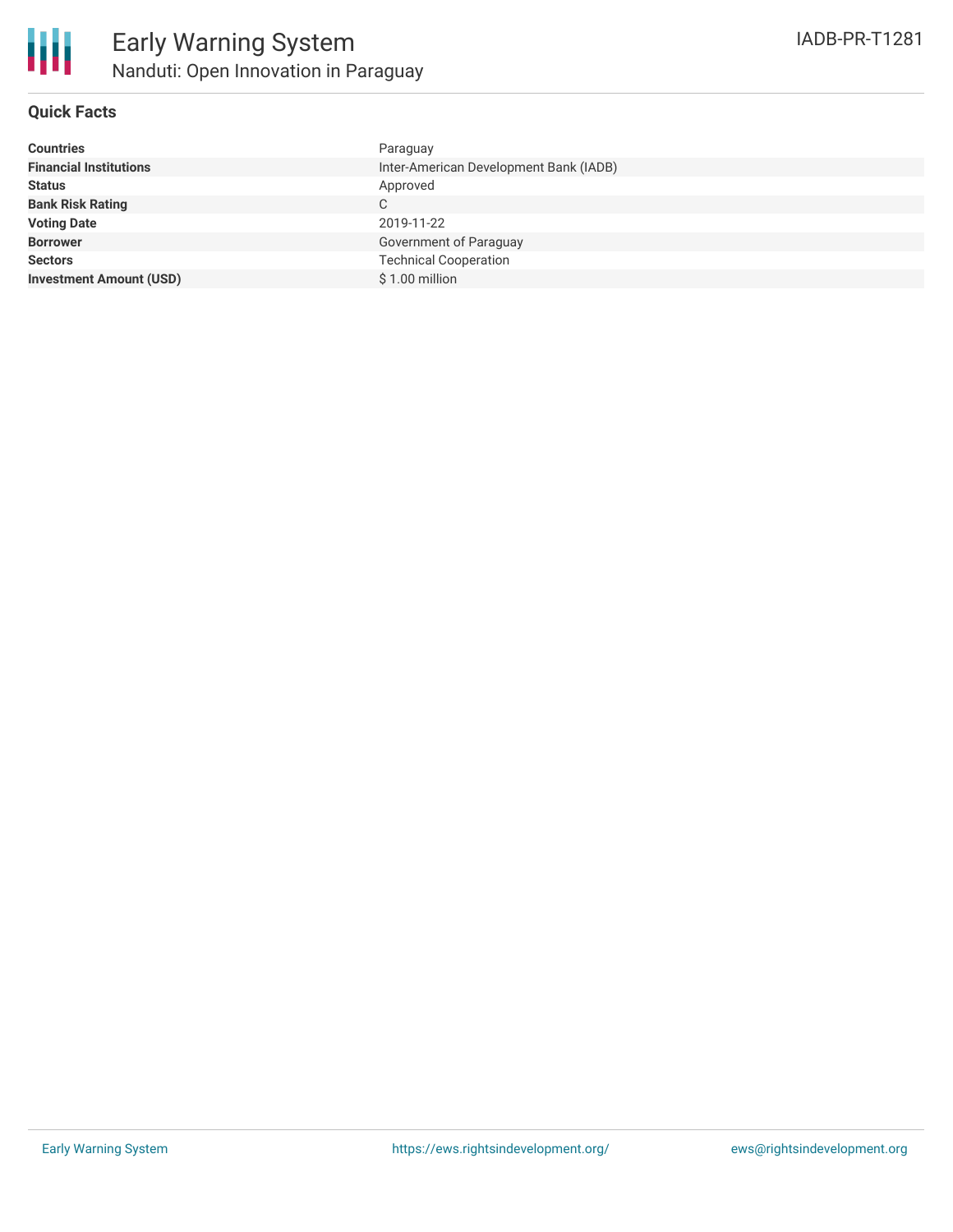# Early Warning System

## Nanduti: Open Innovation in Paraguay

IADB-PR-T1281

### Quick Facts

| | |
|---|---|
| **Countries** | Paraguay |
| **Financial Institutions** | Inter-American Development Bank (IADB) |
| **Status** | Approved |
| **Bank Risk Rating** | C |
| **Voting Date** | 2019-11-22 |
| **Borrower** | Government of Paraguay |
| **Sectors** | Technical Cooperation |
| **Investment Amount (USD)** | $ 1.00 million |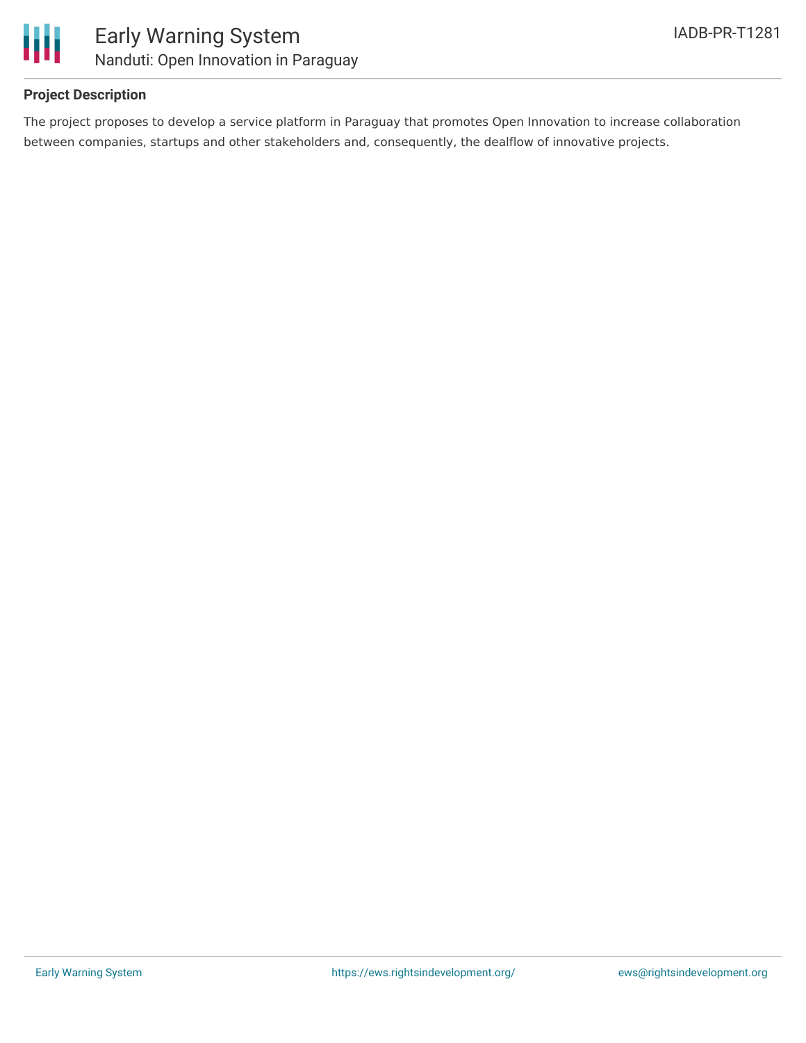## Project Description

The project proposes to develop a service platform in Paraguay that promotes Open Innovation to increase collaboration between companies, startups and other stakeholders and, consequently, the dealflow of innovative projects.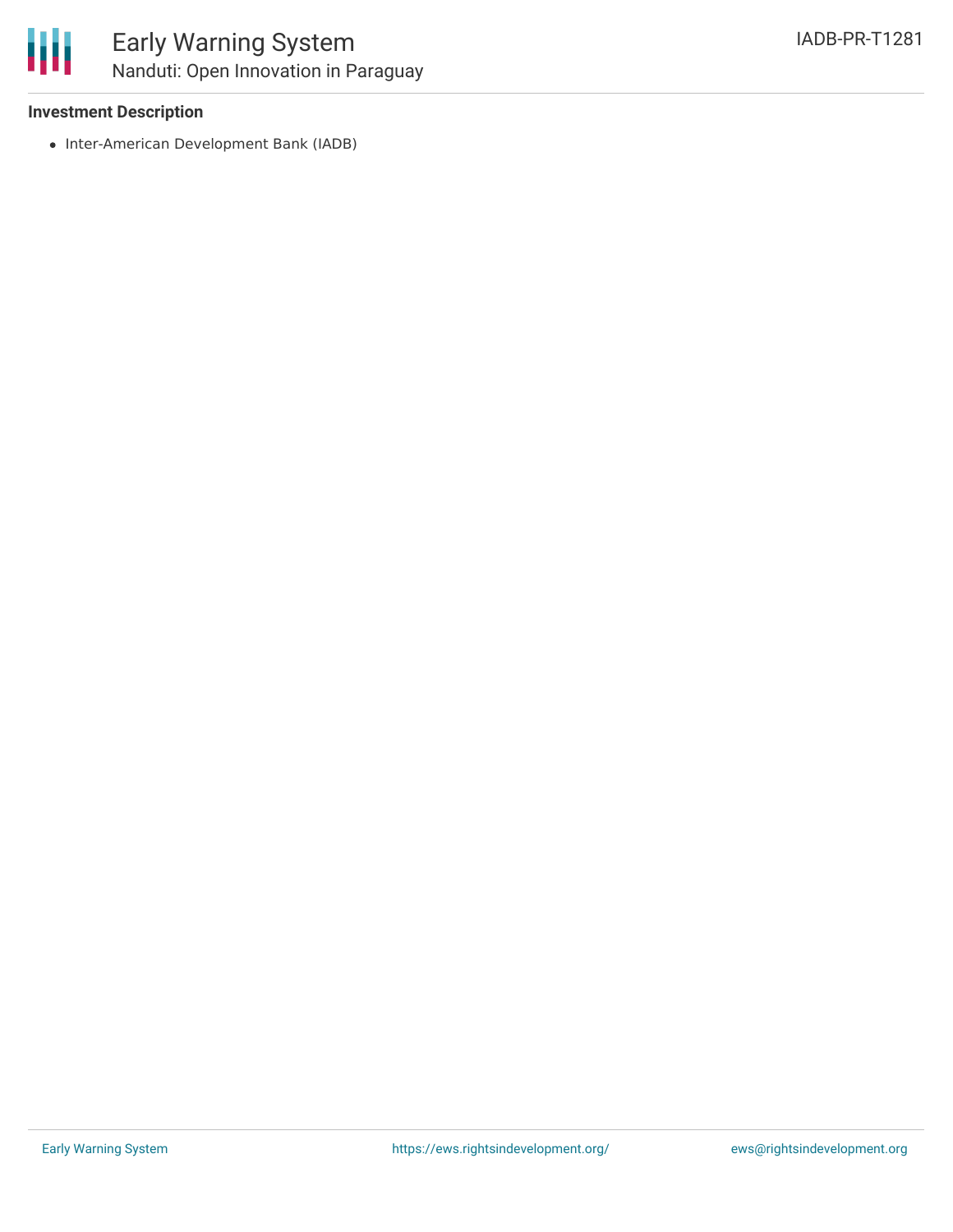### Investment Description

- Inter-American Development Bank (IADB)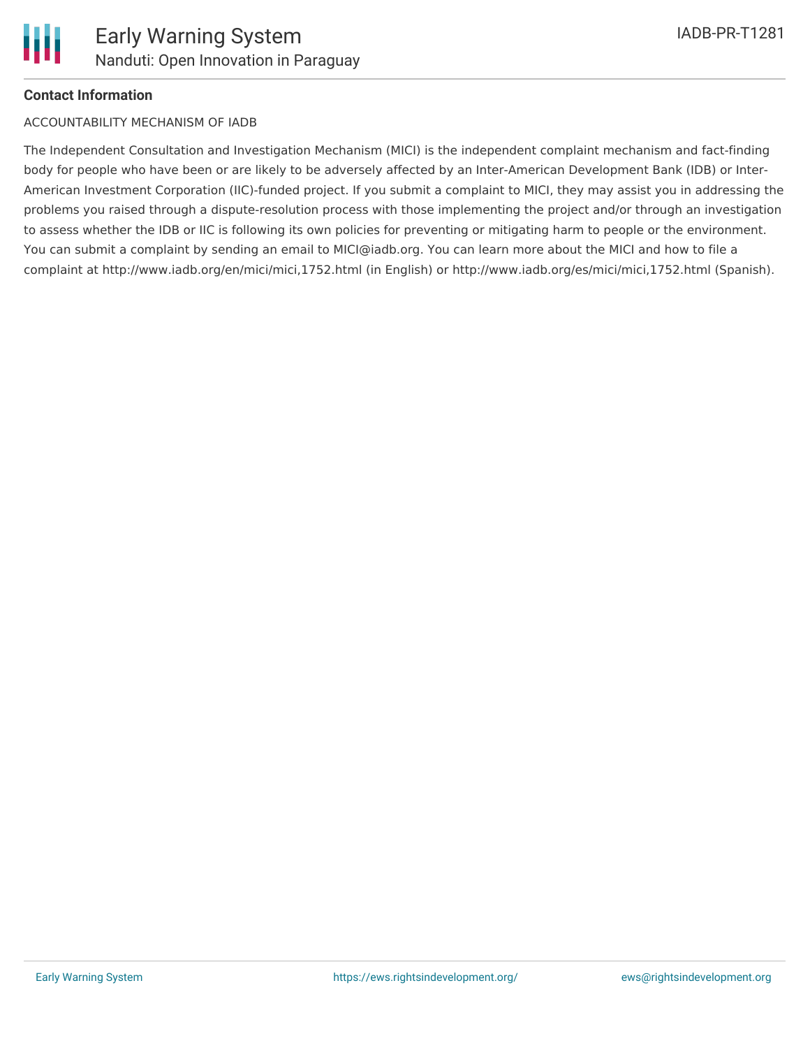**Contact Information**

ACCOUNTABILITY MECHANISM OF IADB

The Independent Consultation and Investigation Mechanism (MICI) is the independent complaint mechanism and fact-finding body for people who have been or are likely to be adversely affected by an Inter-American Development Bank (IDB) or Inter-American Investment Corporation (IIC)-funded project. If you submit a complaint to MICI, they may assist you in addressing the problems you raised through a dispute-resolution process with those implementing the project and/or through an investigation to assess whether the IDB or IIC is following its own policies for preventing or mitigating harm to people or the environment. You can submit a complaint by sending an email to MICI@iadb.org. You can learn more about the MICI and how to file a complaint at http://www.iadb.org/en/mici/mici,1752.html (in English) or http://www.iadb.org/es/mici/mici,1752.html (Spanish).